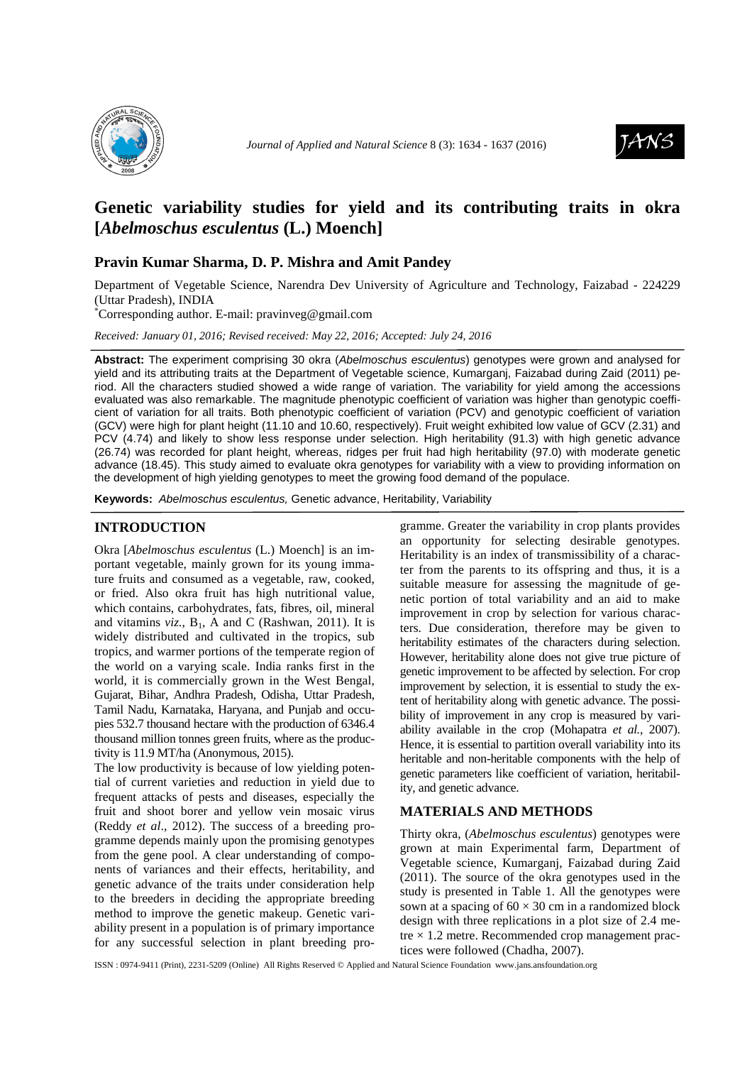# Genetic variability studies for yield and its contributing traits in okra [*Abelmoschus esculentus* (L.) Moench]

## Pravin Kumar Sharma, D. P. Mishra and Amit Pandey

Department of Vegetable Science, Narendra Dev University of Agriculture and Technology, Faizabad - 224229 (Uttar Pradesh), INDIA

*Corresponding author. E-mail: pravinveg@gmail.com

*Received: January 01, 2016; Revised received: May 22, 2016; Accepted: July 24, 2016*

**Abstract:** The experiment comprising 30 okra (*Abelmoschus esculentus*) genotypes were grown and analysed for yield and its attributing traits at the Department of Vegetable science, Kumarganj, Faizabad during Zaid (2011) period. All the characters studied showed a wide range of variation. The variability for yield among the accessions evaluated was also remarkable. The magnitude phenotypic coefficient of variation was higher than genotypic coefficient of variation for all traits. Both phenotypic coefficient of variation (PCV) and genotypic coefficient of variation (GCV) were high for plant height (11.10 and 10.60, respectively). Fruit weight exhibited low value of GCV (2.31) and PCV (4.74) and likely to show less response under selection. High heritability (91.3) with high genetic advance (26.74) was recorded for plant height, whereas, ridges per fruit had high heritability (97.0) with moderate genetic advance (18.45). This study aimed to evaluate okra genotypes for variability with a view to providing information on the development of high yielding genotypes to meet the growing food demand of the populace.

**Keywords:** *Abelmoschus esculentus,* Genetic advance, Heritability, Variability

## INTRODUCTION

Okra [*Abelmoschus esculentus* (L.) Moench] is an important vegetable, mainly grown for its young immature fruits and consumed as a vegetable, raw, cooked, or fried. Also okra fruit has high nutritional value, which contains, carbohydrates, fats, fibres, oil, mineral and vitamins *viz.*, $B_1$, A and C (Rashwan, 2011). It is widely distributed and cultivated in the tropics, sub tropics, and warmer portions of the temperate region of the world on a varying scale. India ranks first in the world, it is commercially grown in the West Bengal, Gujarat, Bihar, Andhra Pradesh, Odisha, Uttar Pradesh, Tamil Nadu, Karnataka, Haryana, and Punjab and occupies 532.7 thousand hectare with the production of 6346.4 thousand million tonnes green fruits, where as the productivity is 11.9 MT/ha (Anonymous, 2015).

The low productivity is because of low yielding potential of current varieties and reduction in yield due to frequent attacks of pests and diseases, especially the fruit and shoot borer and yellow vein mosaic virus (Reddy *et al*., 2012). The success of a breeding programme depends mainly upon the promising genotypes from the gene pool. A clear understanding of components of variances and their effects, heritability, and genetic advance of the traits under consideration help to the breeders in deciding the appropriate breeding method to improve the genetic makeup. Genetic variability present in a population is of primary importance for any successful selection in plant breeding programme. Greater the variability in crop plants provides an opportunity for selecting desirable genotypes. Heritability is an index of transmissibility of a character from the parents to its offspring and thus, it is a suitable measure for assessing the magnitude of genetic portion of total variability and an aid to make improvement in crop by selection for various characters. Due consideration, therefore may be given to heritability estimates of the characters during selection. However, heritability alone does not give true picture of genetic improvement to be affected by selection. For crop improvement by selection, it is essential to study the extent of heritability along with genetic advance. The possibility of improvement in any crop is measured by variability available in the crop (Mohapatra *et al.*, 2007). Hence, it is essential to partition overall variability into its heritable and non-heritable components with the help of genetic parameters like coefficient of variation, heritability, and genetic advance.

## MATERIALS AND METHODS

Thirty okra, (*Abelmoschus esculentus*) genotypes were grown at main Experimental farm, Department of Vegetable science, Kumarganj, Faizabad during Zaid (2011). The source of the okra genotypes used in the study is presented in Table 1. All the genotypes were sown at a spacing of $60 \times 30$ cm in a randomized block design with three replications in a plot size of 2.4 metre $\times$ 1.2 metre. Recommended crop management practices were followed (Chadha, 2007).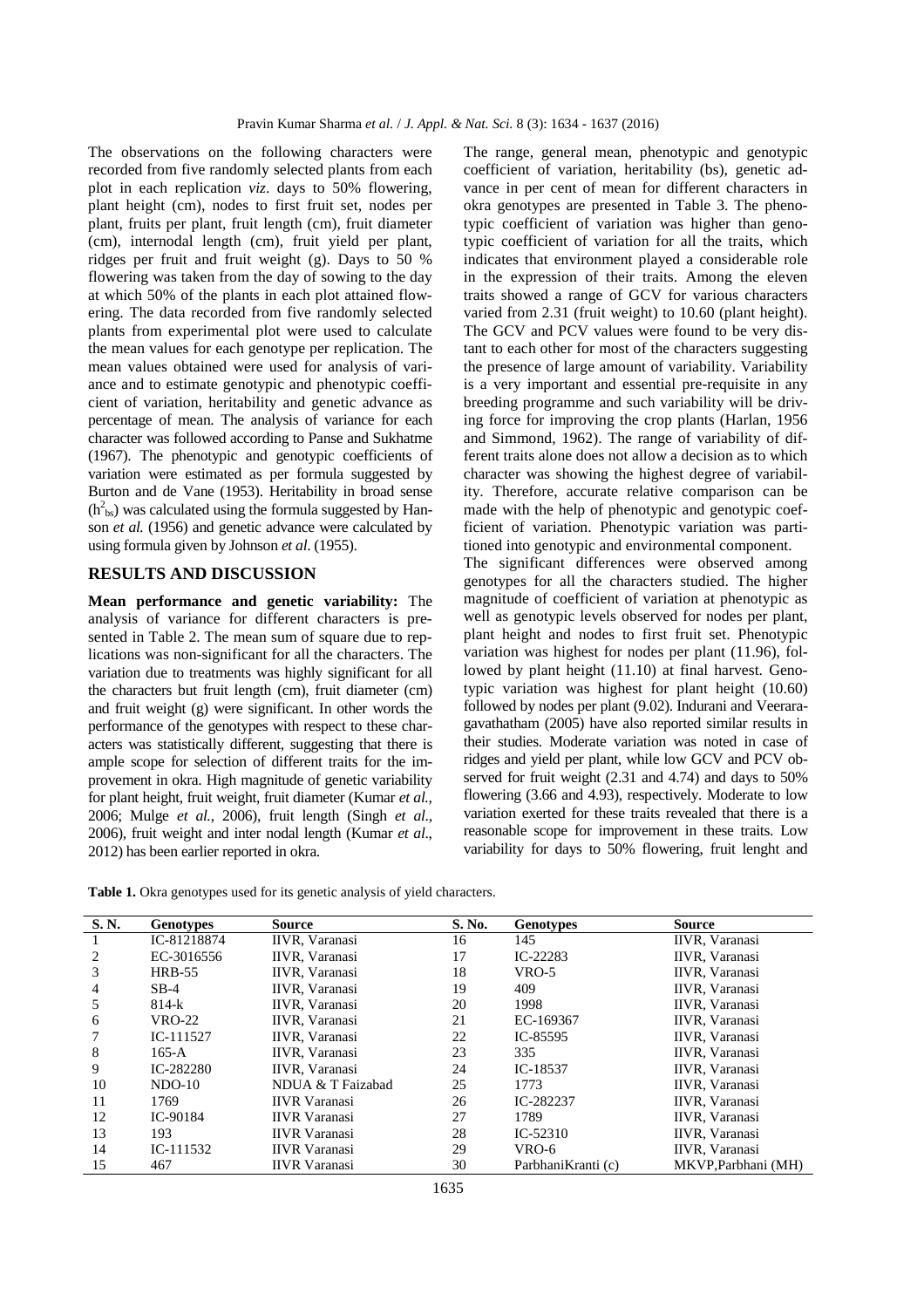The observations on the following characters were recorded from five randomly selected plants from each plot in each replication *viz*. days to 50% flowering, plant height (cm), nodes to first fruit set, nodes per plant, fruits per plant, fruit length (cm), fruit diameter (cm), internodal length (cm), fruit yield per plant, ridges per fruit and fruit weight (g). Days to 50 % flowering was taken from the day of sowing to the day at which 50% of the plants in each plot attained flowering. The data recorded from five randomly selected plants from experimental plot were used to calculate the mean values for each genotype per replication. The mean values obtained were used for analysis of variance and to estimate genotypic and phenotypic coefficient of variation, heritability and genetic advance as percentage of mean. The analysis of variance for each character was followed according to Panse and Sukhatme (1967). The phenotypic and genotypic coefficients of variation were estimated as per formula suggested by Burton and de Vane (1953). Heritability in broad sense ($h^2_{bs}$) was calculated using the formula suggested by Hanson *et al.* (1956) and genetic advance were calculated by using formula given by Johnson *et al*. (1955).

## RESULTS AND DISCUSSION

**Mean performance and genetic variability:** The analysis of variance for different characters is presented in Table 2. The mean sum of square due to replications was non-significant for all the characters. The variation due to treatments was highly significant for all the characters but fruit length (cm), fruit diameter (cm) and fruit weight (g) were significant. In other words the performance of the genotypes with respect to these characters was statistically different, suggesting that there is ample scope for selection of different traits for the improvement in okra. High magnitude of genetic variability for plant height, fruit weight, fruit diameter (Kumar *et al.*, 2006; Mulge *et al.*, 2006), fruit length (Singh *et al*., 2006), fruit weight and inter nodal length (Kumar *et al*., 2012) has been earlier reported in okra.

The range, general mean, phenotypic and genotypic coefficient of variation, heritability (bs), genetic advance in per cent of mean for different characters in okra genotypes are presented in Table 3. The phenotypic coefficient of variation was higher than genotypic coefficient of variation for all the traits, which indicates that environment played a considerable role in the expression of their traits. Among the eleven traits showed a range of GCV for various characters varied from 2.31 (fruit weight) to 10.60 (plant height). The GCV and PCV values were found to be very distant to each other for most of the characters suggesting the presence of large amount of variability. Variability is a very important and essential pre-requisite in any breeding programme and such variability will be driving force for improving the crop plants (Harlan, 1956 and Simmond, 1962). The range of variability of different traits alone does not allow a decision as to which character was showing the highest degree of variability. Therefore, accurate relative comparison can be made with the help of phenotypic and genotypic coefficient of variation. Phenotypic variation was partitioned into genotypic and environmental component.

The significant differences were observed among genotypes for all the characters studied. The higher magnitude of coefficient of variation at phenotypic as well as genotypic levels observed for nodes per plant, plant height and nodes to first fruit set. Phenotypic variation was highest for nodes per plant (11.96), followed by plant height (11.10) at final harvest. Genotypic variation was highest for plant height (10.60) followed by nodes per plant (9.02). Indurani and Veeraragavathatham (2005) have also reported similar results in their studies. Moderate variation was noted in case of ridges and yield per plant, while low GCV and PCV observed for fruit weight (2.31 and 4.74) and days to 50% flowering (3.66 and 4.93), respectively. Moderate to low variation exerted for these traits revealed that there is a reasonable scope for improvement in these traits. Low variability for days to 50% flowering, fruit lenght and

**Table 1.** Okra genotypes used for its genetic analysis of yield characters.

| S. N. | Genotypes | Source | S. No. | Genotypes | Source |
|---|---|---|---|---|---|
| 1 | IC-81218874 | IIVR, Varanasi | 16 | 145 | IIVR, Varanasi |
| 2 | EC-3016556 | IIVR, Varanasi | 17 | IC-22283 | IIVR, Varanasi |
| 3 | HRB-55 | IIVR, Varanasi | 18 | VRO-5 | IIVR, Varanasi |
| 4 | SB-4 | IIVR, Varanasi | 19 | 409 | IIVR, Varanasi |
| 5 | 814-k | IIVR, Varanasi | 20 | 1998 | IIVR, Varanasi |
| 6 | VRO-22 | IIVR, Varanasi | 21 | EC-169367 | IIVR, Varanasi |
| 7 | IC-111527 | IIVR, Varanasi | 22 | IC-85595 | IIVR, Varanasi |
| 8 | 165-A | IIVR, Varanasi | 23 | 335 | IIVR, Varanasi |
| 9 | IC-282280 | IIVR, Varanasi | 24 | IC-18537 | IIVR, Varanasi |
| 10 | NDO-10 | NDUA & T Faizabad | 25 | 1773 | IIVR, Varanasi |
| 11 | 1769 | IIVR Varanasi | 26 | IC-282237 | IIVR, Varanasi |
| 12 | IC-90184 | IIVR Varanasi | 27 | 1789 | IIVR, Varanasi |
| 13 | 193 | IIVR Varanasi | 28 | IC-52310 | IIVR, Varanasi |
| 14 | IC-111532 | IIVR Varanasi | 29 | VRO-6 | IIVR, Varanasi |
| 15 | 467 | IIVR Varanasi | 30 | ParbhaniKranti (c) | MKVP,Parbhani (MH) |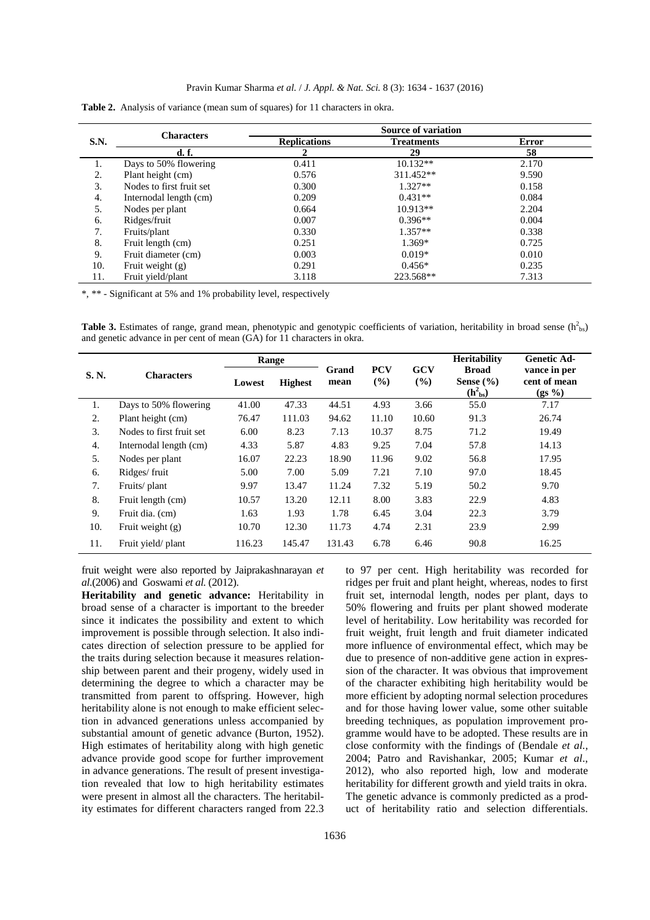**Table 2.** Analysis of variance (mean sum of squares) for 11 characters in okra.

| S.N. | Characters | Source of variation | | |
|---|---|---|---|---|
| | | Replications | Treatments | Error |
| | d. f. | 2 | 29 | 58 |
| 1. | Days to 50% flowering | 0.411 | 10.132** | 2.170 |
| 2. | Plant height (cm) | 0.576 | 311.452** | 9.590 |
| 3. | Nodes to first fruit set | 0.300 | 1.327** | 0.158 |
| 4. | Internodal length (cm) | 0.209 | 0.431** | 0.084 |
| 5. | Nodes per plant | 0.664 | 10.913** | 2.204 |
| 6. | Ridges/fruit | 0.007 | 0.396** | 0.004 |
| 7. | Fruits/plant | 0.330 | 1.357** | 0.338 |
| 8. | Fruit length (cm) | 0.251 | 1.369* | 0.725 |
| 9. | Fruit diameter (cm) | 0.003 | 0.019* | 0.010 |
| 10. | Fruit weight (g) | 0.291 | 0.456* | 0.235 |
| 11. | Fruit yield/plant | 3.118 | 223.568** | 7.313 |

*, ** - Significant at 5% and 1% probability level, respectively

**Table 3.** Estimates of range, grand mean, phenotypic and genotypic coefficients of variation, heritability in broad sense ($h^2_{bs}$) and genetic advance in per cent of mean (GA) for 11 characters in okra.

| S. N. | Characters | Range | | Grand mean | PCV (%) | GCV (%) | Heritability Broad Sense (%) ($h^2_{bs}$) | Genetic Advance in per cent of mean (gs %) |
|---|---|---|---|---|---|---|---|---|
| | | Lowest | Highest | | | | | |
| 1. | Days to 50% flowering | 41.00 | 47.33 | 44.51 | 4.93 | 3.66 | 55.0 | 7.17 |
| 2. | Plant height (cm) | 76.47 | 111.03 | 94.62 | 11.10 | 10.60 | 91.3 | 26.74 |
| 3. | Nodes to first fruit set | 6.00 | 8.23 | 7.13 | 10.37 | 8.75 | 71.2 | 19.49 |
| 4. | Internodal length (cm) | 4.33 | 5.87 | 4.83 | 9.25 | 7.04 | 57.8 | 14.13 |
| 5. | Nodes per plant | 16.07 | 22.23 | 18.90 | 11.96 | 9.02 | 56.8 | 17.95 |
| 6. | Ridges/ fruit | 5.00 | 7.00 | 5.09 | 7.21 | 7.10 | 97.0 | 18.45 |
| 7. | Fruits/ plant | 9.97 | 13.47 | 11.24 | 7.32 | 5.19 | 50.2 | 9.70 |
| 8. | Fruit length (cm) | 10.57 | 13.20 | 12.11 | 8.00 | 3.83 | 22.9 | 4.83 |
| 9. | Fruit dia. (cm) | 1.63 | 1.93 | 1.78 | 6.45 | 3.04 | 22.3 | 3.79 |
| 10. | Fruit weight (g) | 10.70 | 12.30 | 11.73 | 4.74 | 2.31 | 23.9 | 2.99 |
| 11. | Fruit yield/ plant | 116.23 | 145.47 | 131.43 | 6.78 | 6.46 | 90.8 | 16.25 |

fruit weight were also reported by Jaiprakashnarayan *et al.*(2006) and Goswami *et al.* (2012).

**Heritability and genetic advance:** Heritability in broad sense of a character is important to the breeder since it indicates the possibility and extent to which improvement is possible through selection. It also indicates direction of selection pressure to be applied for the traits during selection because it measures relationship between parent and their progeny, widely used in determining the degree to which a character may be transmitted from parent to offspring. However, high heritability alone is not enough to make efficient selection in advanced generations unless accompanied by substantial amount of genetic advance (Burton, 1952). High estimates of heritability along with high genetic advance provide good scope for further improvement in advance generations. The result of present investigation revealed that low to high heritability estimates were present in almost all the characters. The heritability estimates for different characters ranged from 22.3 to 97 per cent. High heritability was recorded for ridges per fruit and plant height, whereas, nodes to first fruit set, internodal length, nodes per plant, days to 50% flowering and fruits per plant showed moderate level of heritability. Low heritability was recorded for fruit weight, fruit length and fruit diameter indicated more influence of environmental effect, which may be due to presence of non-additive gene action in expression of the character. It was obvious that improvement of the character exhibiting high heritability would be more efficient by adopting normal selection procedures and for those having lower value, some other suitable breeding techniques, as population improvement programme would have to be adopted. These results are in close conformity with the findings of (Bendale *et al.*, 2004; Patro and Ravishankar, 2005; Kumar *et al*., 2012), who also reported high, low and moderate heritability for different growth and yield traits in okra. The genetic advance is commonly predicted as a product of heritability ratio and selection differentials.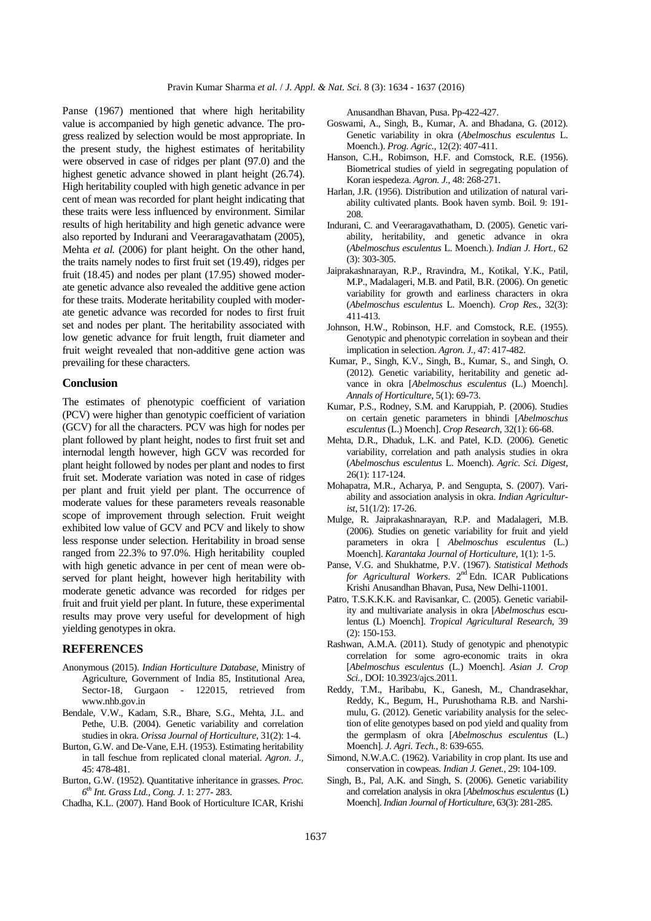Panse (1967) mentioned that where high heritability value is accompanied by high genetic advance. The progress realized by selection would be most appropriate. In the present study, the highest estimates of heritability were observed in case of ridges per plant (97.0) and the highest genetic advance showed in plant height (26.74). High heritability coupled with high genetic advance in per cent of mean was recorded for plant height indicating that these traits were less influenced by environment. Similar results of high heritability and high genetic advance were also reported by Indurani and Veeraragavathatam (2005), Mehta *et al.* (2006) for plant height. On the other hand, the traits namely nodes to first fruit set (19.49), ridges per fruit (18.45) and nodes per plant (17.95) showed moderate genetic advance also revealed the additive gene action for these traits. Moderate heritability coupled with moderate genetic advance was recorded for nodes to first fruit set and nodes per plant. The heritability associated with low genetic advance for fruit length, fruit diameter and fruit weight revealed that non-additive gene action was prevailing for these characters.

## Conclusion

The estimates of phenotypic coefficient of variation (PCV) were higher than genotypic coefficient of variation (GCV) for all the characters. PCV was high for nodes per plant followed by plant height, nodes to first fruit set and internodal length however, high GCV was recorded for plant height followed by nodes per plant and nodes to first fruit set. Moderate variation was noted in case of ridges per plant and fruit yield per plant. The occurrence of moderate values for these parameters reveals reasonable scope of improvement through selection. Fruit weight exhibited low value of GCV and PCV and likely to show less response under selection. Heritability in broad sense ranged from 22.3% to 97.0%. High heritability coupled with high genetic advance in per cent of mean were observed for plant height, however high heritability with moderate genetic advance was recorded for ridges per fruit and fruit yield per plant. In future, these experimental results may prove very useful for development of high yielding genotypes in okra.

## REFERENCES

Anonymous (2015). *Indian Horticulture Database*, Ministry of Agriculture, Government of India 85, Institutional Area, Sector-18, Gurgaon - 122015, retrieved from www.nhb.gov.in

Bendale, V.W., Kadam, S.R., Bhare, S.G., Mehta, J.L. and Pethe, U.B. (2004). Genetic variability and correlation studies in okra. *Orissa Journal of Horticulture*, 31(2): 1-4.

Burton, G.W. and De-Vane, E.H. (1953). Estimating heritability in tall feschue from replicated clonal material. *Agron. J.*, 45: 478-481.

Burton, G.W. (1952). Quantitative inheritance in grasses. *Proc. 6th Int. Grass Ltd., Cong. J.* 1: 277- 283.

Chadha, K.L. (2007). Hand Book of Horticulture ICAR, Krishi Anusandhan Bhavan, Pusa. Pp-422-427.

Goswami, A., Singh, B., Kumar, A. and Bhadana, G. (2012). Genetic variability in okra (*Abelmoschus esculentus* L. Moench.). *Prog. Agric.*, 12(2): 407-411.

Hanson, C.H., Robimson, H.F. and Comstock, R.E. (1956). Biometrical studies of yield in segregating population of Koran iespedeza. *Agron. J.*, 48: 268-271.

Harlan, J.R. (1956). Distribution and utilization of natural variability cultivated plants. Book haven symb. Boil. 9: 191-208.

Indurani, C. and Veeraragavathatham, D. (2005). Genetic variability, heritability, and genetic advance in okra (*Abelmoschus esculentus* L. Moench.). *Indian J. Hort.*, 62 (3): 303-305.

Jaiprakashnarayan, R.P., Rravindra, M., Kotikal, Y.K., Patil, M.P., Madalageri, M.B. and Patil, B.R. (2006). On genetic variability for growth and earliness characters in okra (*Abelmoschus esculentus* L. Moench). *Crop Res.*, 32(3): 411-413.

Johnson, H.W., Robinson, H.F. and Comstock, R.E. (1955). Genotypic and phenotypic correlation in soybean and their implication in selection. *Agron. J.*, 47: 417-482.

Kumar, P., Singh, K.V., Singh, B., Kumar, S., and Singh, O. (2012). Genetic variability, heritability and genetic advance in okra [*Abelmoschus esculentus* (L.) Moench]. *Annals of Horticulture*, 5(1): 69-73.

Kumar, P.S., Rodney, S.M. and Karuppiah, P. (2006). Studies on certain genetic parameters in bhindi [*Abelmoschus esculentus* (L.) Moench]. *Crop Research*, 32(1): 66-68.

Mehta, D.R., Dhaduk, L.K. and Patel, K.D. (2006). Genetic variability, correlation and path analysis studies in okra (*Abelmoschus esculentus* L. Moench). *Agric. Sci. Digest*, 26(1): 117-124.

Mohapatra, M.R., Acharya, P. and Sengupta, S. (2007). Variability and association analysis in okra. *Indian Agriculturist*, 51(1/2): 17-26.

Mulge, R. Jaiprakashnarayan, R.P. and Madalageri, M.B. (2006). Studies on genetic variability for fruit and yield parameters in okra [ *Abelmoschus esculentus* (L.) Moench]. *Karantaka Journal of Horticulture*, 1(1): 1-5.

Panse, V.G. and Shukhatme, P.V. (1967). *Statistical Methods for Agricultural Workers*. 2nd Edn. ICAR Publications Krishi Anusandhan Bhavan, Pusa, New Delhi-11001.

Patro, T.S.K.K.K. and Ravisankar, C. (2005). Genetic variability and multivariate analysis in okra [*Abelmoschus* esculentus (L) Moench]. *Tropical Agricultural Research*, 39 (2): 150-153.

Rashwan, A.M.A. (2011). Study of genotypic and phenotypic correlation for some agro-economic traits in okra [*Abelmoschus esculentus* (L.) Moench]. *Asian J. Crop Sci.*, DOI: 10.3923/ajcs.2011.

Reddy, T.M., Haribabu, K., Ganesh, M., Chandrasekhar, Reddy, K., Begum, H., Purushothama R.B. and Narshimulu, G. (2012). Genetic variability analysis for the selection of elite genotypes based on pod yield and quality from the germplasm of okra [*Abelmoschus esculentus* (L.) Moench]. *J. Agri. Tech.*, 8: 639-655.

Simond, N.W.A.C. (1962). Variability in crop plant. Its use and conservation in cowpeas. *Indian J. Genet.*, 29: 104-109.

Singh, B., Pal, A.K. and Singh, S. (2006). Genetic variability and correlation analysis in okra [*Abelmoschus esculentus* (L) Moench]. *Indian Journal of Horticulture*, 63(3): 281-285.